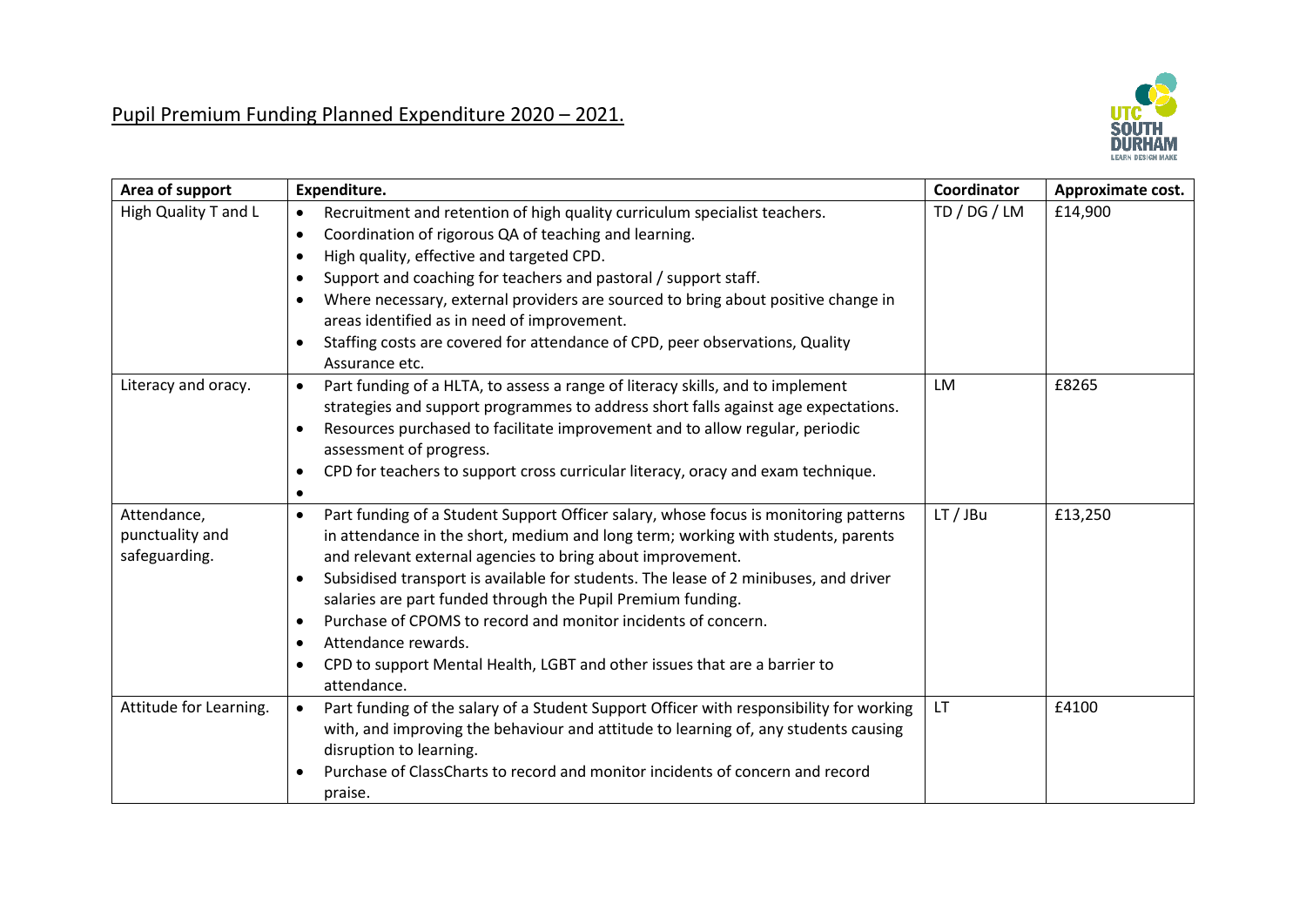Pupil Premium Funding Planned Expenditure 2020 – 2021.

UTC SOUTH DURHAM LEARN DESIGN MAKE

| Area of support | Expenditure. | Coordinator | Approximate cost. |
|---|---|---|---|
| High Quality T and L | • Recruitment and retention of high quality curriculum specialist teachers.<br>• Coordination of rigorous QA of teaching and learning.<br>• High quality, effective and targeted CPD.<br>• Support and coaching for teachers and pastoral / support staff.<br>• Where necessary, external providers are sourced to bring about positive change in areas identified as in need of improvement.<br>• Staffing costs are covered for attendance of CPD, peer observations, Quality Assurance etc. | TD / DG / LM | £14,900 |
| Literacy and oracy. | • Part funding of a HLTA, to assess a range of literacy skills, and to implement strategies and support programmes to address short falls against age expectations.<br>• Resources purchased to facilitate improvement and to allow regular, periodic assessment of progress.<br>• CPD for teachers to support cross curricular literacy, oracy and exam technique.<br>• | LM | £8265 |
| Attendance, punctuality and safeguarding. | • Part funding of a Student Support Officer salary, whose focus is monitoring patterns in attendance in the short, medium and long term; working with students, parents and relevant external agencies to bring about improvement.<br>• Subsidised transport is available for students. The lease of 2 minibuses, and driver salaries are part funded through the Pupil Premium funding.<br>• Purchase of CPOMS to record and monitor incidents of concern.<br>• Attendance rewards.<br>• CPD to support Mental Health, LGBT and other issues that are a barrier to attendance. | LT / JBu | £13,250 |
| Attitude for Learning. | • Part funding of the salary of a Student Support Officer with responsibility for working with, and improving the behaviour and attitude to learning of, any students causing disruption to learning.<br>• Purchase of ClassCharts to record and monitor incidents of concern and record praise. | LT | £4100 |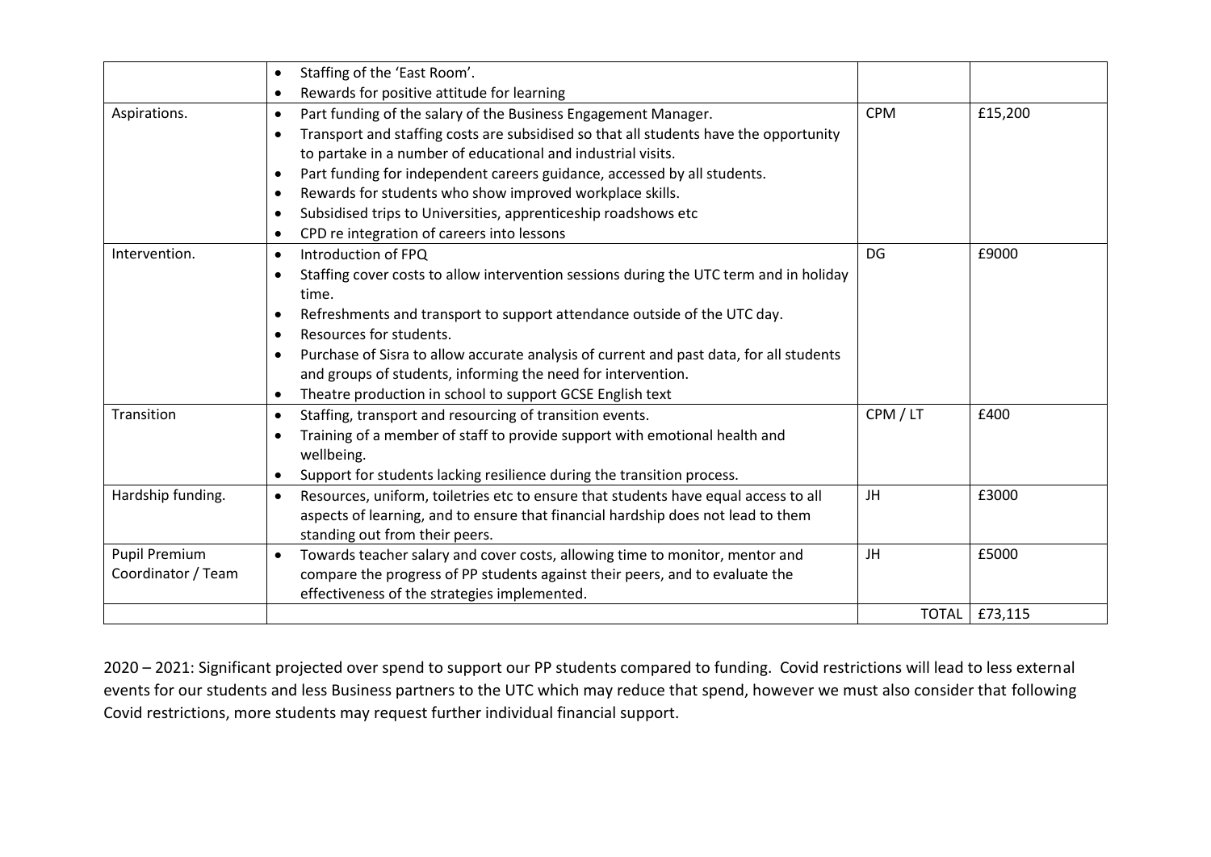| | | | |
|---|---|---|---|
| | • Staffing of the 'East Room'.<br>• Rewards for positive attitude for learning | | |
| Aspirations. | • Part funding of the salary of the Business Engagement Manager.<br>• Transport and staffing costs are subsidised so that all students have the opportunity to partake in a number of educational and industrial visits.<br>• Part funding for independent careers guidance, accessed by all students.<br>• Rewards for students who show improved workplace skills.<br>• Subsidised trips to Universities, apprenticeship roadshows etc<br>• CPD re integration of careers into lessons | CPM | £15,200 |
| Intervention. | • Introduction of FPQ<br>• Staffing cover costs to allow intervention sessions during the UTC term and in holiday time.<br>• Refreshments and transport to support attendance outside of the UTC day.<br>• Resources for students.<br>• Purchase of Sisra to allow accurate analysis of current and past data, for all students and groups of students, informing the need for intervention.<br>• Theatre production in school to support GCSE English text | DG | £9000 |
| Transition | • Staffing, transport and resourcing of transition events.<br>• Training of a member of staff to provide support with emotional health and wellbeing.<br>• Support for students lacking resilience during the transition process. | CPM / LT | £400 |
| Hardship funding. | • Resources, uniform, toiletries etc to ensure that students have equal access to all aspects of learning, and to ensure that financial hardship does not lead to them standing out from their peers. | JH | £3000 |
| Pupil Premium Coordinator / Team | • Towards teacher salary and cover costs, allowing time to monitor, mentor and compare the progress of PP students against their peers, and to evaluate the effectiveness of the strategies implemented. | JH | £5000 |
| | | TOTAL | £73,115 |

2020 – 2021: Significant projected over spend to support our PP students compared to funding. Covid restrictions will lead to less external events for our students and less Business partners to the UTC which may reduce that spend, however we must also consider that following Covid restrictions, more students may request further individual financial support.